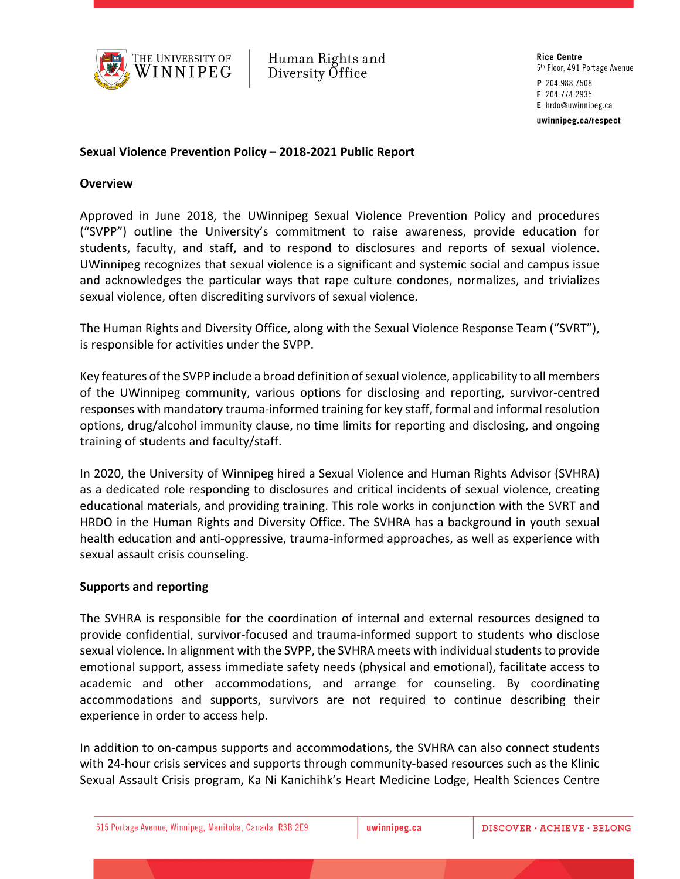**Sexual Violence Prevention Policy – 2018-2021 Public Report**

**Overview**

Approved in June 2018, the UWinnipeg Sexual Violence Prevention Policy and procedures ("SVPP") outline the University's commitment to raise awareness, provide education for students, faculty, and staff, and to respond to disclosures and reports of sexual violence. UWinnipeg recognizes that sexual violence is a significant and systemic social and campus issue and acknowledges the particular ways that rape culture condones, normalizes, and trivializes sexual violence, often discrediting survivors of sexual violence.

The Human Rights and Diversity Office, along with the Sexual Violence Response Team ("SVRT"), is responsible for activities under the SVPP.

Key features of the SVPP include a broad definition of sexual violence, applicability to all members of the UWinnipeg community, various options for disclosing and reporting, survivor-centred responses with mandatory trauma-informed training for key staff, formal and informal resolution options, drug/alcohol immunity clause, no time limits for reporting and disclosing, and ongoing training of students and faculty/staff.

In 2020, the University of Winnipeg hired a Sexual Violence and Human Rights Advisor (SVHRA) as a dedicated role responding to disclosures and critical incidents of sexual violence, creating educational materials, and providing training. This role works in conjunction with the SVRT and HRDO in the Human Rights and Diversity Office. The SVHRA has a background in youth sexual health education and anti-oppressive, trauma-informed approaches, as well as experience with sexual assault crisis counseling.

**Supports and reporting**

The SVHRA is responsible for the coordination of internal and external resources designed to provide confidential, survivor-focused and trauma-informed support to students who disclose sexual violence. In alignment with the SVPP, the SVHRA meets with individual students to provide emotional support, assess immediate safety needs (physical and emotional), facilitate access to academic and other accommodations, and arrange for counseling. By coordinating accommodations and supports, survivors are not required to continue describing their experience in order to access help.

In addition to on-campus supports and accommodations, the SVHRA can also connect students with 24-hour crisis services and supports through community-based resources such as the Klinic Sexual Assault Crisis program, Ka Ni Kanichihk's Heart Medicine Lodge, Health Sciences Centre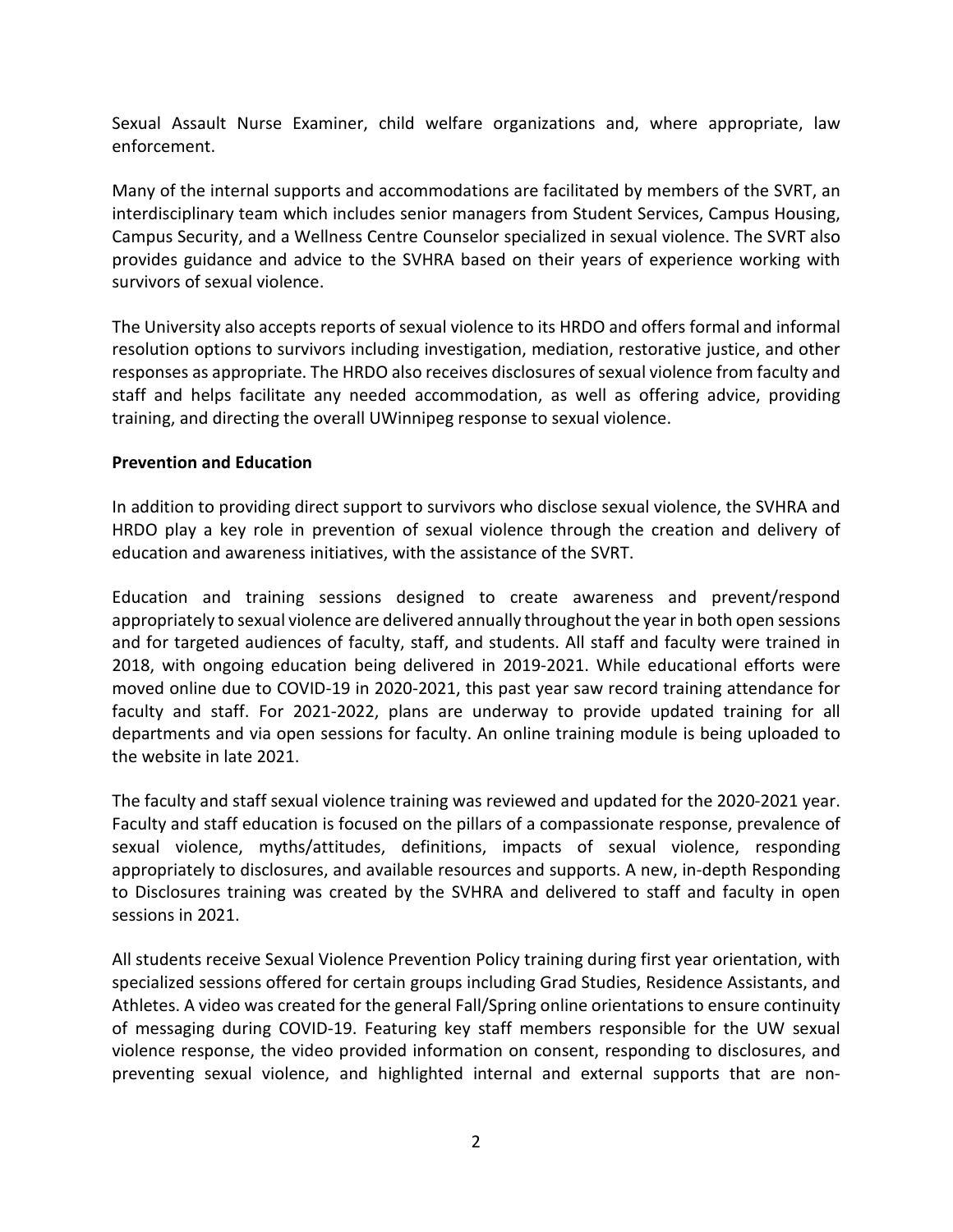Sexual Assault Nurse Examiner, child welfare organizations and, where appropriate, law enforcement.

Many of the internal supports and accommodations are facilitated by members of the SVRT, an interdisciplinary team which includes senior managers from Student Services, Campus Housing, Campus Security, and a Wellness Centre Counselor specialized in sexual violence. The SVRT also provides guidance and advice to the SVHRA based on their years of experience working with survivors of sexual violence.

The University also accepts reports of sexual violence to its HRDO and offers formal and informal resolution options to survivors including investigation, mediation, restorative justice, and other responses as appropriate. The HRDO also receives disclosures of sexual violence from faculty and staff and helps facilitate any needed accommodation, as well as offering advice, providing training, and directing the overall UWinnipeg response to sexual violence.

**Prevention and Education**

In addition to providing direct support to survivors who disclose sexual violence, the SVHRA and HRDO play a key role in prevention of sexual violence through the creation and delivery of education and awareness initiatives, with the assistance of the SVRT.

Education and training sessions designed to create awareness and prevent/respond appropriately to sexual violence are delivered annually throughout the year in both open sessions and for targeted audiences of faculty, staff, and students. All staff and faculty were trained in 2018, with ongoing education being delivered in 2019-2021. While educational efforts were moved online due to COVID-19 in 2020-2021, this past year saw record training attendance for faculty and staff. For 2021-2022, plans are underway to provide updated training for all departments and via open sessions for faculty. An online training module is being uploaded to the website in late 2021.

The faculty and staff sexual violence training was reviewed and updated for the 2020-2021 year. Faculty and staff education is focused on the pillars of a compassionate response, prevalence of sexual violence, myths/attitudes, definitions, impacts of sexual violence, responding appropriately to disclosures, and available resources and supports. A new, in-depth Responding to Disclosures training was created by the SVHRA and delivered to staff and faculty in open sessions in 2021.

All students receive Sexual Violence Prevention Policy training during first year orientation, with specialized sessions offered for certain groups including Grad Studies, Residence Assistants, and Athletes. A video was created for the general Fall/Spring online orientations to ensure continuity of messaging during COVID-19. Featuring key staff members responsible for the UW sexual violence response, the video provided information on consent, responding to disclosures, and preventing sexual violence, and highlighted internal and external supports that are non-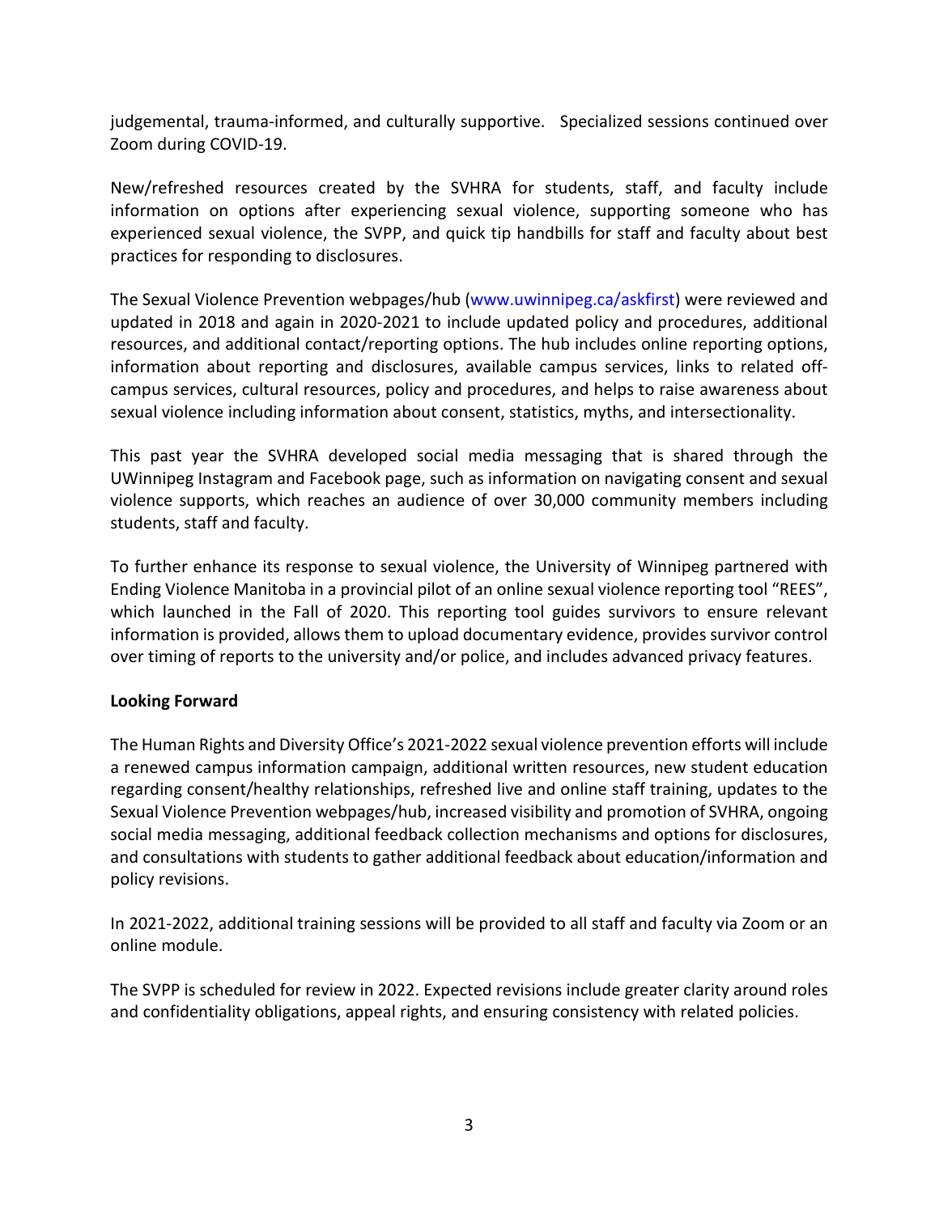judgemental, trauma-informed, and culturally supportive. Specialized sessions continued over Zoom during COVID-19.

New/refreshed resources created by the SVHRA for students, staff, and faculty include information on options after experiencing sexual violence, supporting someone who has experienced sexual violence, the SVPP, and quick tip handbills for staff and faculty about best practices for responding to disclosures.

The Sexual Violence Prevention webpages/hub (www.uwinnipeg.ca/askfirst) were reviewed and updated in 2018 and again in 2020-2021 to include updated policy and procedures, additional resources, and additional contact/reporting options. The hub includes online reporting options, information about reporting and disclosures, available campus services, links to related off-campus services, cultural resources, policy and procedures, and helps to raise awareness about sexual violence including information about consent, statistics, myths, and intersectionality.

This past year the SVHRA developed social media messaging that is shared through the UWinnipeg Instagram and Facebook page, such as information on navigating consent and sexual violence supports, which reaches an audience of over 30,000 community members including students, staff and faculty.

To further enhance its response to sexual violence, the University of Winnipeg partnered with Ending Violence Manitoba in a provincial pilot of an online sexual violence reporting tool "REES", which launched in the Fall of 2020. This reporting tool guides survivors to ensure relevant information is provided, allows them to upload documentary evidence, provides survivor control over timing of reports to the university and/or police, and includes advanced privacy features.

**Looking Forward**

The Human Rights and Diversity Office's 2021-2022 sexual violence prevention efforts will include a renewed campus information campaign, additional written resources, new student education regarding consent/healthy relationships, refreshed live and online staff training, updates to the Sexual Violence Prevention webpages/hub, increased visibility and promotion of SVHRA, ongoing social media messaging, additional feedback collection mechanisms and options for disclosures, and consultations with students to gather additional feedback about education/information and policy revisions.

In 2021-2022, additional training sessions will be provided to all staff and faculty via Zoom or an online module.

The SVPP is scheduled for review in 2022. Expected revisions include greater clarity around roles and confidentiality obligations, appeal rights, and ensuring consistency with related policies.